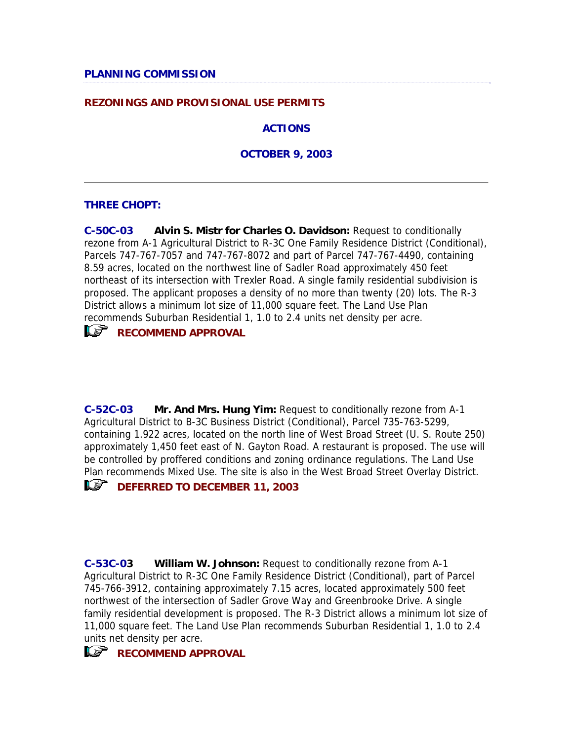## PLANNING COMMISSION

## REZONINGS AND PROVISIONAL USE PERMITS

### ACTIONS

### OCTOBER 9, 2003

---

### THREE CHOPT:

**C-50C-03** **Alvin S. Mistr for Charles O. Davidson:** Request to conditionally rezone from A-1 Agricultural District to R-3C One Family Residence District (Conditional), Parcels 747-767-7057 and 747-767-8072 and part of Parcel 747-767-4490, containing 8.59 acres, located on the northwest line of Sadler Road approximately 450 feet northeast of its intersection with Trexler Road. A single family residential subdivision is proposed. The applicant proposes a density of no more than twenty (20) lots. The R-3 District allows a minimum lot size of 11,000 square feet. The Land Use Plan recommends Suburban Residential 1, 1.0 to 2.4 units net density per acre.

☞ **RECOMMEND APPROVAL**

**C-52C-03** **Mr. And Mrs. Hung Yim:** Request to conditionally rezone from A-1 Agricultural District to B-3C Business District (Conditional), Parcel 735-763-5299, containing 1.922 acres, located on the north line of West Broad Street (U. S. Route 250) approximately 1,450 feet east of N. Gayton Road. A restaurant is proposed. The use will be controlled by proffered conditions and zoning ordinance regulations. The Land Use Plan recommends Mixed Use. The site is also in the West Broad Street Overlay District.

☞ **DEFERRED TO DECEMBER 11, 2003**

**C-53C-03** **William W. Johnson:** Request to conditionally rezone from A-1 Agricultural District to R-3C One Family Residence District (Conditional), part of Parcel 745-766-3912, containing approximately 7.15 acres, located approximately 500 feet northwest of the intersection of Sadler Grove Way and Greenbrooke Drive. A single family residential development is proposed. The R-3 District allows a minimum lot size of 11,000 square feet. The Land Use Plan recommends Suburban Residential 1, 1.0 to 2.4 units net density per acre.

☞ **RECOMMEND APPROVAL**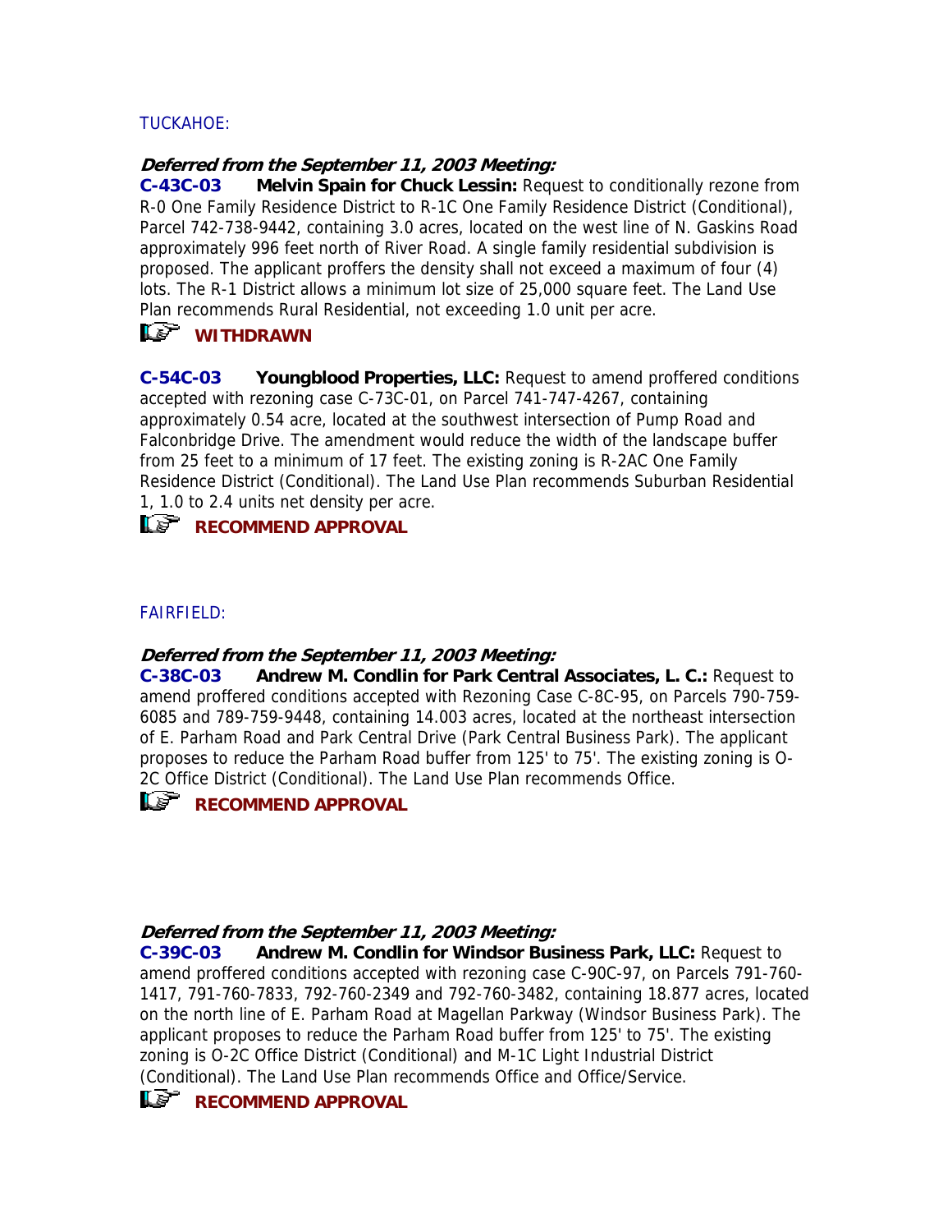TUCKAHOE:

***Deferred from the September 11, 2003 Meeting:***

**C-43C-03** **Melvin Spain for Chuck Lessin:** Request to conditionally rezone from R-0 One Family Residence District to R-1C One Family Residence District (Conditional), Parcel 742-738-9442, containing 3.0 acres, located on the west line of N. Gaskins Road approximately 996 feet north of River Road. A single family residential subdivision is proposed. The applicant proffers the density shall not exceed a maximum of four (4) lots. The R-1 District allows a minimum lot size of 25,000 square feet. The Land Use Plan recommends Rural Residential, not exceeding 1.0 unit per acre.

**WITHDRAWN**

**C-54C-03** **Youngblood Properties, LLC:** Request to amend proffered conditions accepted with rezoning case C-73C-01, on Parcel 741-747-4267, containing approximately 0.54 acre, located at the southwest intersection of Pump Road and Falconbridge Drive. The amendment would reduce the width of the landscape buffer from 25 feet to a minimum of 17 feet. The existing zoning is R-2AC One Family Residence District (Conditional). The Land Use Plan recommends Suburban Residential 1, 1.0 to 2.4 units net density per acre.

**RECOMMEND APPROVAL**

FAIRFIELD:

***Deferred from the September 11, 2003 Meeting:***

**C-38C-03** **Andrew M. Condlin for Park Central Associates, L. C.:** Request to amend proffered conditions accepted with Rezoning Case C-8C-95, on Parcels 790-759-6085 and 789-759-9448, containing 14.003 acres, located at the northeast intersection of E. Parham Road and Park Central Drive (Park Central Business Park). The applicant proposes to reduce the Parham Road buffer from 125' to 75'. The existing zoning is O-2C Office District (Conditional). The Land Use Plan recommends Office.

**RECOMMEND APPROVAL**

***Deferred from the September 11, 2003 Meeting:***

**C-39C-03** **Andrew M. Condlin for Windsor Business Park, LLC:** Request to amend proffered conditions accepted with rezoning case C-90C-97, on Parcels 791-760-1417, 791-760-7833, 792-760-2349 and 792-760-3482, containing 18.877 acres, located on the north line of E. Parham Road at Magellan Parkway (Windsor Business Park). The applicant proposes to reduce the Parham Road buffer from 125' to 75'. The existing zoning is O-2C Office District (Conditional) and M-1C Light Industrial District (Conditional). The Land Use Plan recommends Office and Office/Service.

**RECOMMEND APPROVAL**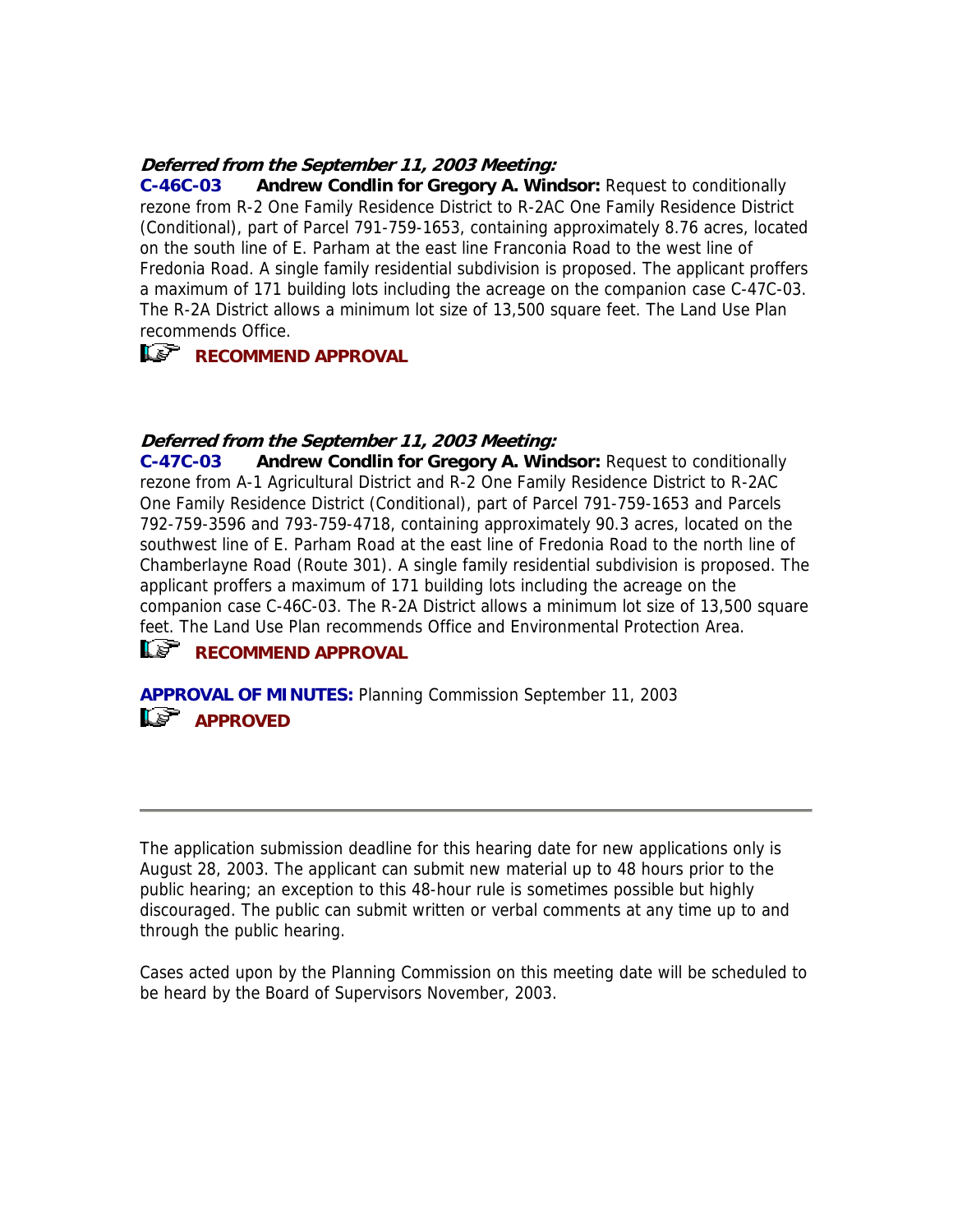***Deferred from the September 11, 2003 Meeting:***

**C-46C-03** **Andrew Condlin for Gregory A. Windsor:** Request to conditionally rezone from R-2 One Family Residence District to R-2AC One Family Residence District (Conditional), part of Parcel 791-759-1653, containing approximately 8.76 acres, located on the south line of E. Parham at the east line Franconia Road to the west line of Fredonia Road. A single family residential subdivision is proposed. The applicant proffers a maximum of 171 building lots including the acreage on the companion case C-47C-03. The R-2A District allows a minimum lot size of 13,500 square feet. The Land Use Plan recommends Office.

**RECOMMEND APPROVAL**

***Deferred from the September 11, 2003 Meeting:***

**C-47C-03** **Andrew Condlin for Gregory A. Windsor:** Request to conditionally rezone from A-1 Agricultural District and R-2 One Family Residence District to R-2AC One Family Residence District (Conditional), part of Parcel 791-759-1653 and Parcels 792-759-3596 and 793-759-4718, containing approximately 90.3 acres, located on the southwest line of E. Parham Road at the east line of Fredonia Road to the north line of Chamberlayne Road (Route 301). A single family residential subdivision is proposed. The applicant proffers a maximum of 171 building lots including the acreage on the companion case C-46C-03. The R-2A District allows a minimum lot size of 13,500 square feet. The Land Use Plan recommends Office and Environmental Protection Area.

**RECOMMEND APPROVAL**

**APPROVAL OF MINUTES:** Planning Commission September 11, 2003

**APPROVED**

---

The application submission deadline for this hearing date for new applications only is August 28, 2003. The applicant can submit new material up to 48 hours prior to the public hearing; an exception to this 48-hour rule is sometimes possible but highly discouraged. The public can submit written or verbal comments at any time up to and through the public hearing.

Cases acted upon by the Planning Commission on this meeting date will be scheduled to be heard by the Board of Supervisors November, 2003.